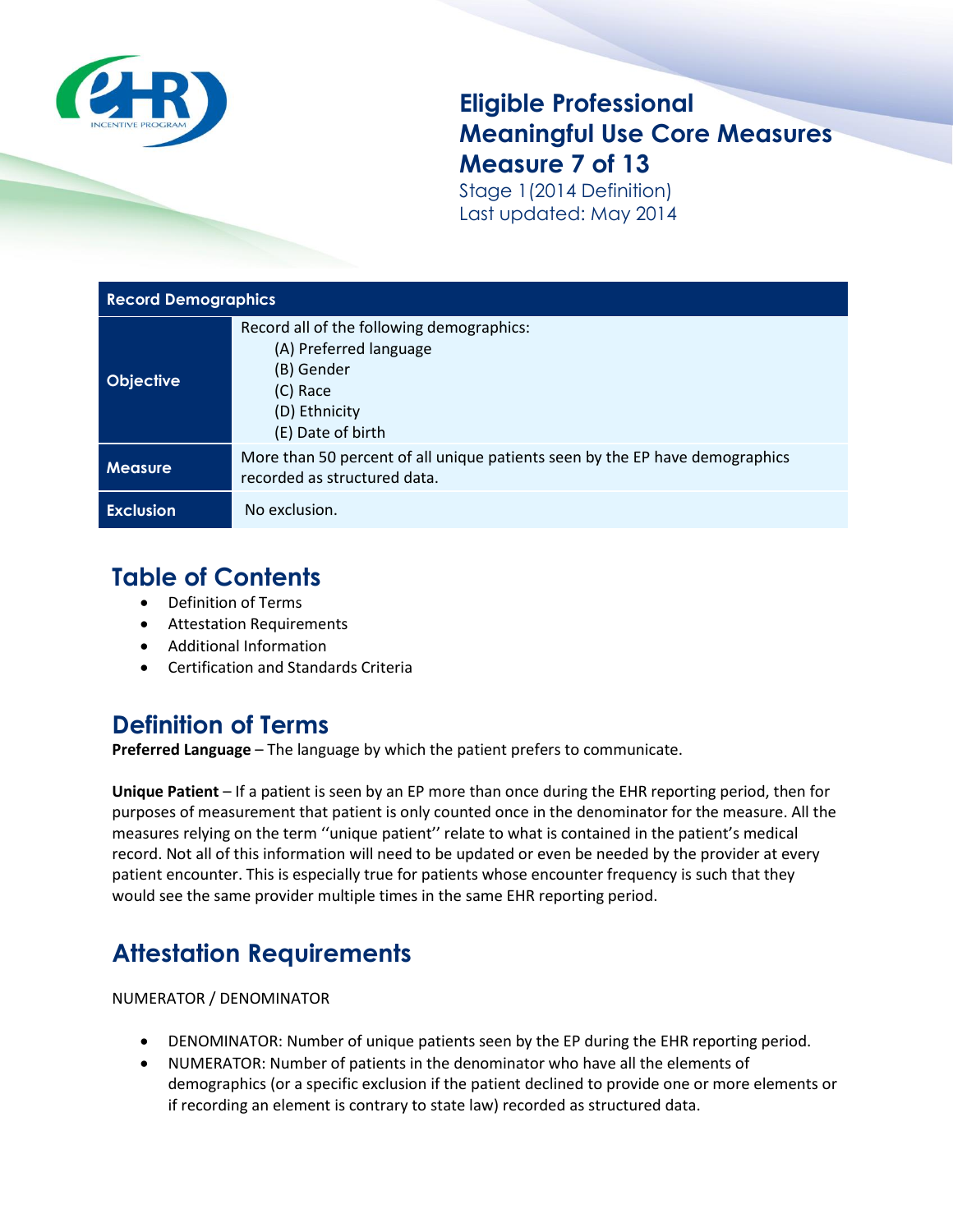# Eligible Professional Meaningful Use Core Measures Measure 7 of 13

Stage 1(2014 Definition)
Last updated: May 2014

| Record Demographics | |
|---|---|
| **Objective** | Record all of the following demographics:<br>(A) Preferred language<br>(B) Gender<br>(C) Race<br>(D) Ethnicity<br>(E) Date of birth |
| **Measure** | More than 50 percent of all unique patients seen by the EP have demographics recorded as structured data. |
| **Exclusion** | No exclusion. |

## Table of Contents

- Definition of Terms
- Attestation Requirements
- Additional Information
- Certification and Standards Criteria

## Definition of Terms

**Preferred Language** – The language by which the patient prefers to communicate.

**Unique Patient** – If a patient is seen by an EP more than once during the EHR reporting period, then for purposes of measurement that patient is only counted once in the denominator for the measure. All the measures relying on the term ''unique patient'' relate to what is contained in the patient's medical record. Not all of this information will need to be updated or even be needed by the provider at every patient encounter. This is especially true for patients whose encounter frequency is such that they would see the same provider multiple times in the same EHR reporting period.

## Attestation Requirements

NUMERATOR / DENOMINATOR

- DENOMINATOR: Number of unique patients seen by the EP during the EHR reporting period.
- NUMERATOR: Number of patients in the denominator who have all the elements of demographics (or a specific exclusion if the patient declined to provide one or more elements or if recording an element is contrary to state law) recorded as structured data.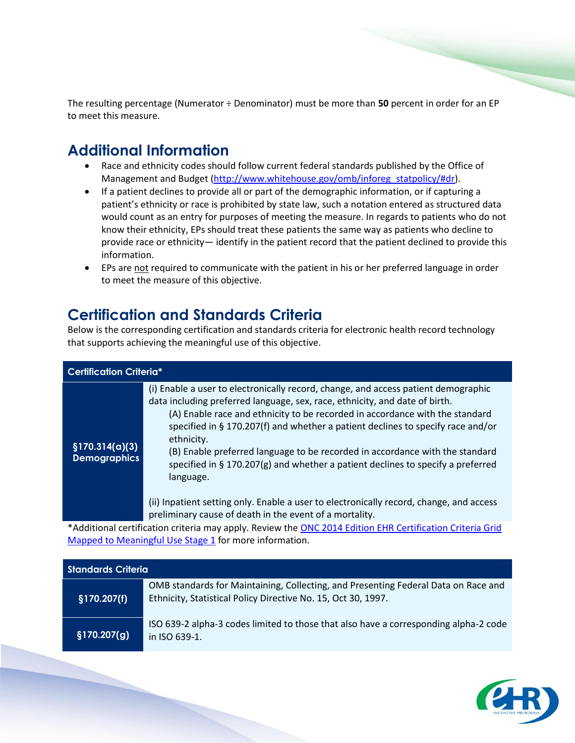The resulting percentage (Numerator ÷ Denominator) must be more than **50** percent in order for an EP to meet this measure.

## Additional Information

- Race and ethnicity codes should follow current federal standards published by the Office of Management and Budget ([http://www.whitehouse.gov/omb/inforeg_statpolicy/#dr](http://www.whitehouse.gov/omb/inforeg_statpolicy/#dr)).
- If a patient declines to provide all or part of the demographic information, or if capturing a patient's ethnicity or race is prohibited by state law, such a notation entered as structured data would count as an entry for purposes of meeting the measure. In regards to patients who do not know their ethnicity, EPs should treat these patients the same way as patients who decline to provide race or ethnicity— identify in the patient record that the patient declined to provide this information.
- EPs are not required to communicate with the patient in his or her preferred language in order to meet the measure of this objective.

## Certification and Standards Criteria

Below is the corresponding certification and standards criteria for electronic health record technology that supports achieving the meaningful use of this objective.

| Certification Criteria* | |
|---|---|
| **§170.314(a)(3) Demographics** | (i) Enable a user to electronically record, change, and access patient demographic data including preferred language, sex, race, ethnicity, and date of birth.<br>(A) Enable race and ethnicity to be recorded in accordance with the standard specified in § 170.207(f) and whether a patient declines to specify race and/or ethnicity.<br>(B) Enable preferred language to be recorded in accordance with the standard specified in § 170.207(g) and whether a patient declines to specify a preferred language.<br><br>(ii) Inpatient setting only. Enable a user to electronically record, change, and access preliminary cause of death in the event of a mortality. |

*Additional certification criteria may apply. Review the ONC 2014 Edition EHR Certification Criteria Grid Mapped to Meaningful Use Stage 1 for more information.

| Standards Criteria | |
|---|---|
| **§170.207(f)** | OMB standards for Maintaining, Collecting, and Presenting Federal Data on Race and Ethnicity, Statistical Policy Directive No. 15, Oct 30, 1997. |
| **§170.207(g)** | ISO 639-2 alpha-3 codes limited to those that also have a corresponding alpha-2 code in ISO 639-1. |